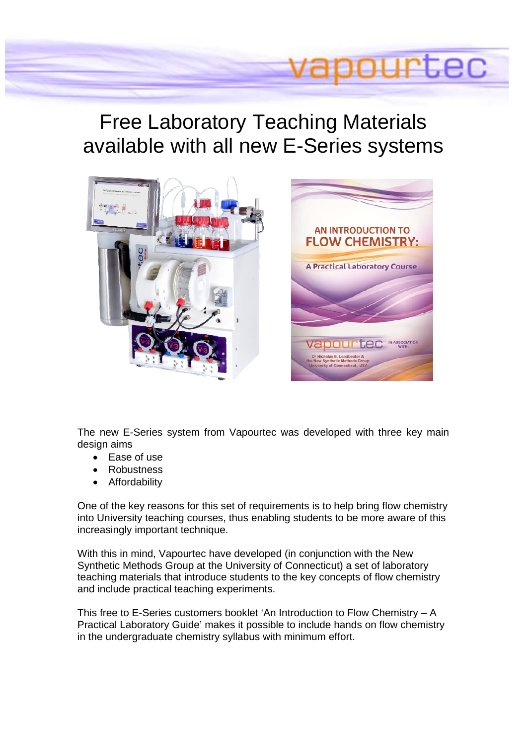# Free Laboratory Teaching Materials available with all new E-Series systems

The new E-Series system from Vapourtec was developed with three key main design aims

- Ease of use
- Robustness
- Affordability

One of the key reasons for this set of requirements is to help bring flow chemistry into University teaching courses, thus enabling students to be more aware of this increasingly important technique.

With this in mind, Vapourtec have developed (in conjunction with the New Synthetic Methods Group at the University of Connecticut) a set of laboratory teaching materials that introduce students to the key concepts of flow chemistry and include practical teaching experiments.

This free to E-Series customers booklet 'An Introduction to Flow Chemistry – A Practical Laboratory Guide' makes it possible to include hands on flow chemistry in the undergraduate chemistry syllabus with minimum effort.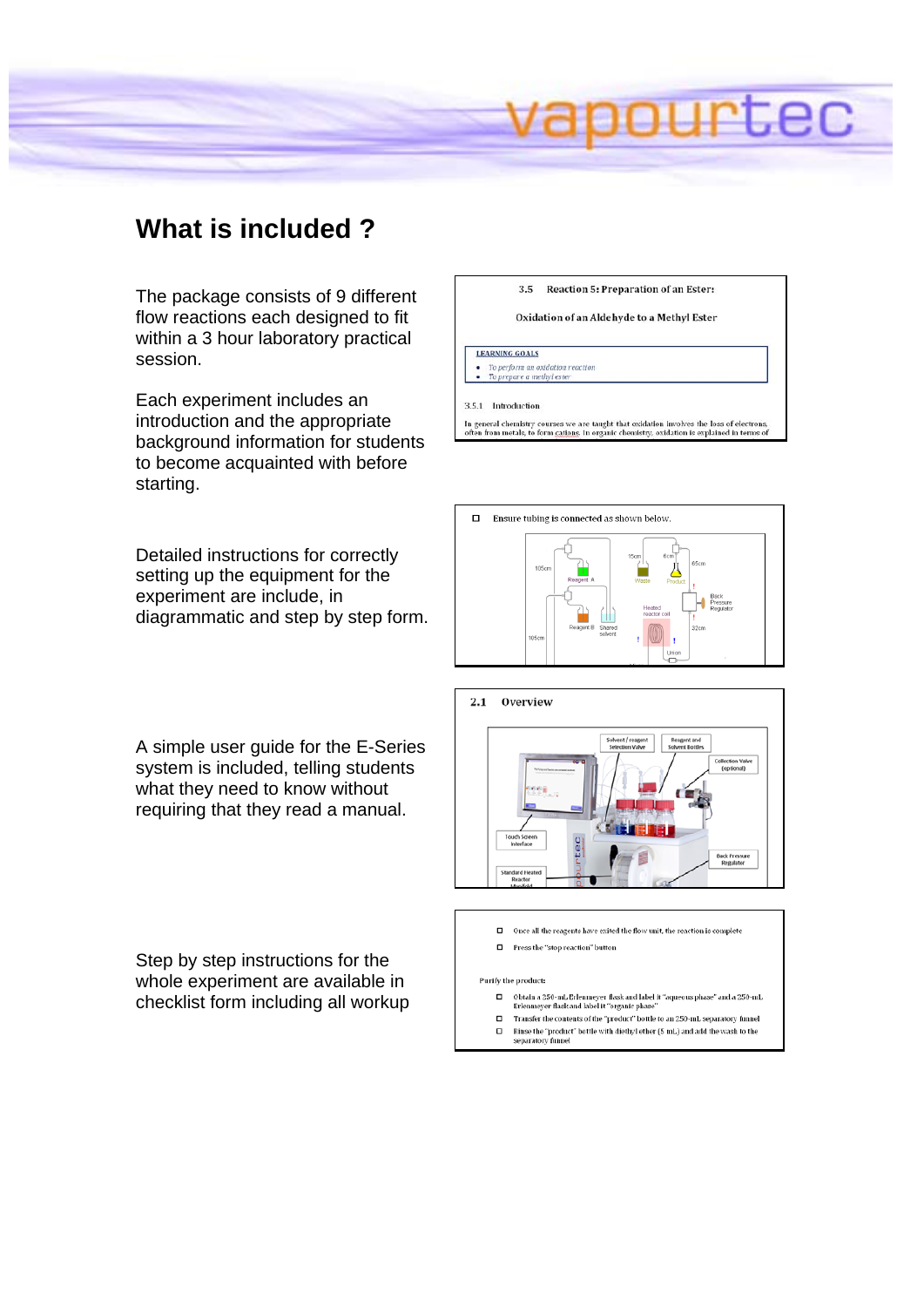# What is included ?

The package consists of 9 different flow reactions each designed to fit within a 3 hour laboratory practical session.

Each experiment includes an introduction and the appropriate background information for students to become acquainted with before starting.

Detailed instructions for correctly setting up the equipment for the experiment are include, in diagrammatic and step by step form.

A simple user guide for the E-Series system is included, telling students what they need to know without requiring that they read a manual.

Step by step instructions for the whole experiment are available in checklist form including all workup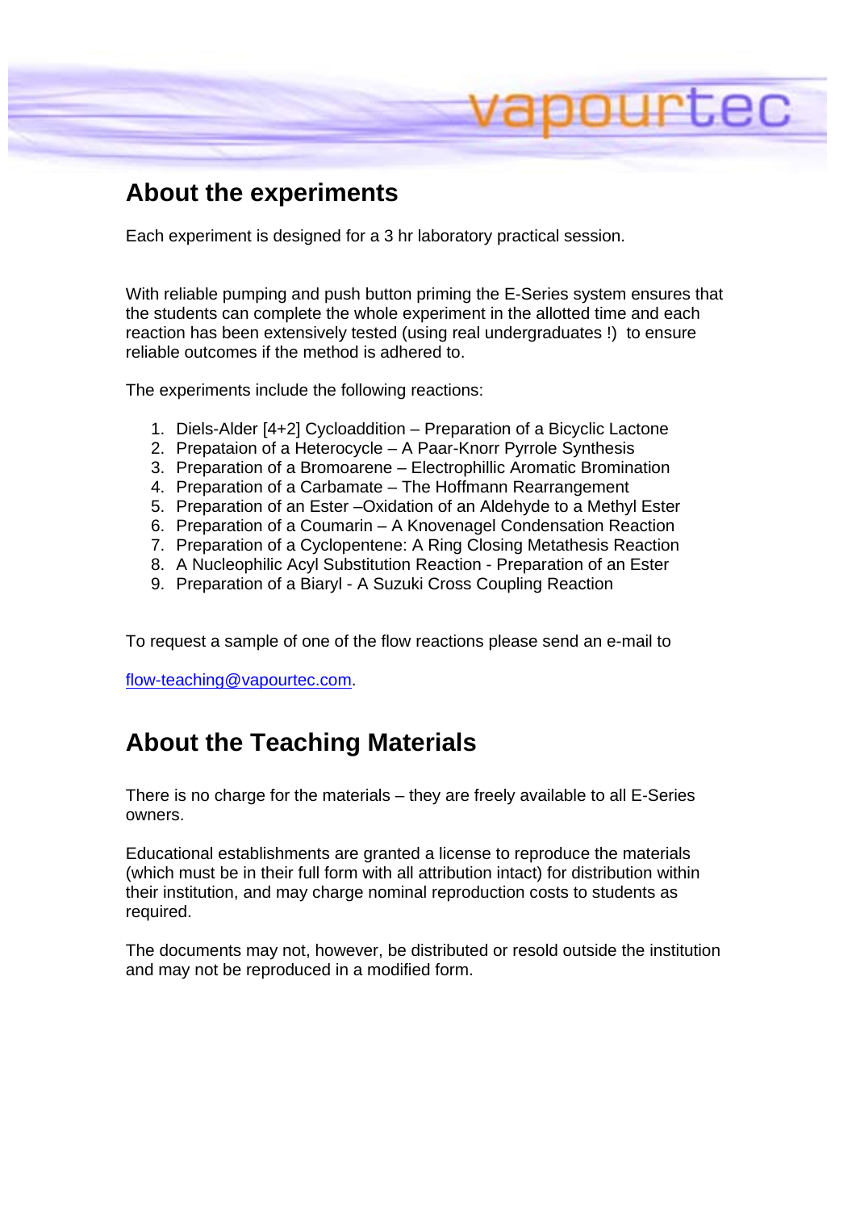## About the experiments

Each experiment is designed for a 3 hr laboratory practical session.

With reliable pumping and push button priming the E-Series system ensures that the students can complete the whole experiment in the allotted time and each reaction has been extensively tested (using real undergraduates !) to ensure reliable outcomes if the method is adhered to.

The experiments include the following reactions:

1. Diels-Alder [4+2] Cycloaddition – Preparation of a Bicyclic Lactone
2. Prepataion of a Heterocycle – A Paar-Knorr Pyrrole Synthesis
3. Preparation of a Bromoarene – Electrophillic Aromatic Bromination
4. Preparation of a Carbamate – The Hoffmann Rearrangement
5. Preparation of an Ester –Oxidation of an Aldehyde to a Methyl Ester
6. Preparation of a Coumarin – A Knovenagel Condensation Reaction
7. Preparation of a Cyclopentene: A Ring Closing Metathesis Reaction
8. A Nucleophilic Acyl Substitution Reaction - Preparation of an Ester
9. Preparation of a Biaryl - A Suzuki Cross Coupling Reaction

To request a sample of one of the flow reactions please send an e-mail to

flow-teaching@vapourtec.com.

## About the Teaching Materials

There is no charge for the materials – they are freely available to all E-Series owners.

Educational establishments are granted a license to reproduce the materials (which must be in their full form with all attribution intact) for distribution within their institution, and may charge nominal reproduction costs to students as required.

The documents may not, however, be distributed or resold outside the institution and may not be reproduced in a modified form.